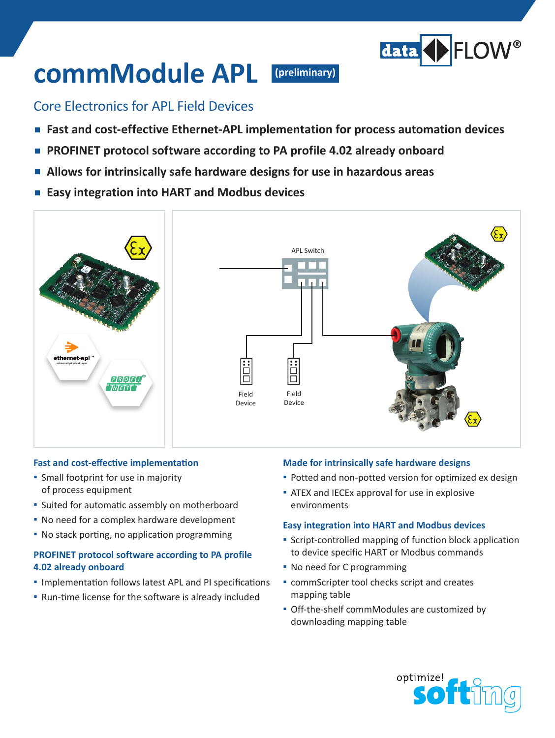# commModule APL (preliminary)

## Core Electronics for APL Field Devices

- **Fast and cost-effective Ethernet-APL implementation for process automation devices**
- **PROFINET protocol software according to PA profile 4.02 already onboard**
- **Allows for intrinsically safe hardware designs for use in hazardous areas**
- **Easy integration into HART and Modbus devices**

APL Switch

Field Device

Field Device

### Fast and cost-effective implementation

- Small footprint for use in majority of process equipment
- Suited for automatic assembly on motherboard
- No need for a complex hardware development
- No stack porting, no application programming

### PROFINET protocol software according to PA profile 4.02 already onboard

- Implementation follows latest APL and PI specifications
- Run-time license for the software is already included

### Made for intrinsically safe hardware designs

- Potted and non-potted version for optimized ex design
- ATEX and IECEx approval for use in explosive environments

### Easy integration into HART and Modbus devices

- Script-controlled mapping of function block application to device specific HART or Modbus commands
- No need for C programming
- commScripter tool checks script and creates mapping table
- Off-the-shelf commModules are customized by downloading mapping table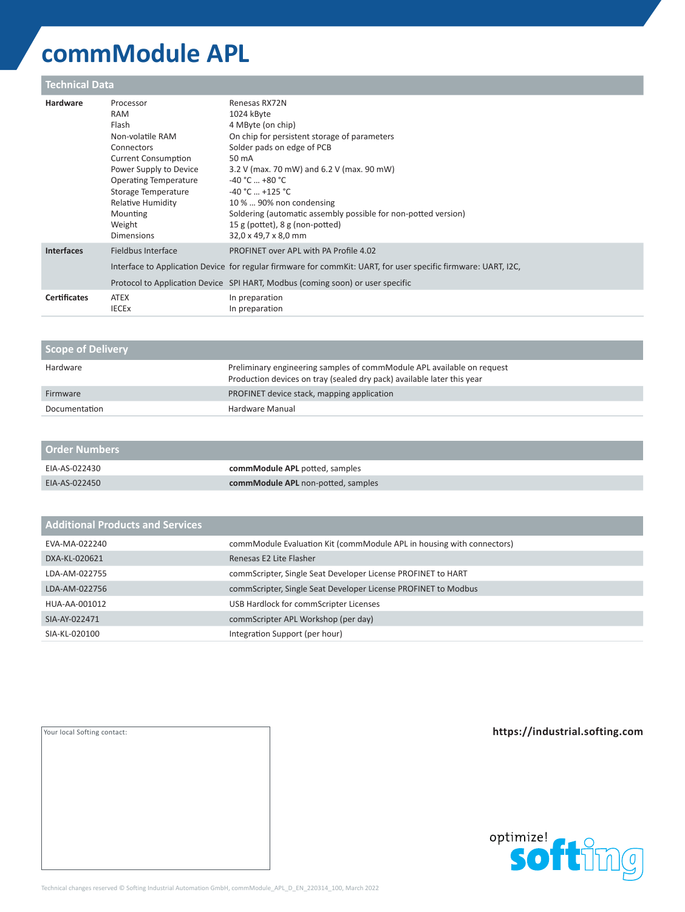# commModule APL

## Technical Data

| | | |
|---|---|---|
| **Hardware** | Processor | Renesas RX72N |
| | RAM | 1024 kByte |
| | Flash | 4 MByte (on chip) |
| | Non-volatile RAM | On chip for persistent storage of parameters |
| | Connectors | Solder pads on edge of PCB |
| | Current Consumption | 50 mA |
| | Power Supply to Device | 3.2 V (max. 70 mW) and 6.2 V (max. 90 mW) |
| | Operating Temperature | -40 °C … +80 °C |
| | Storage Temperature | -40 °C … +125 °C |
| | Relative Humidity | 10 % … 90% non condensing |
| | Mounting | Soldering (automatic assembly possible for non-potted version) |
| | Weight | 15 g (pottet), 8 g (non-potted) |
| | Dimensions | 32,0 x 49,7 x 8,0 mm |
| **Interfaces** | Fieldbus Interface | PROFINET over APL with PA Profile 4.02 |
| | Interface to Application Device | for regular firmware for commKit: UART, for user specific firmware: UART, I2C, |
| | Protocol to Application Device | SPI HART, Modbus (coming soon) or user specific |
| **Certificates** | ATEX | In preparation |
| | IECEx | In preparation |

## Scope of Delivery

| | |
|---|---|
| Hardware | Preliminary engineering samples of commModule APL available on request<br>Production devices on tray (sealed dry pack) available later this year |
| Firmware | PROFINET device stack, mapping application |
| Documentation | Hardware Manual |

## Order Numbers

| | |
|---|---|
| EIA-AS-022430 | **commModule APL** potted, samples |
| EIA-AS-022450 | **commModule APL** non-potted, samples |

## Additional Products and Services

| | |
|---|---|
| EVA-MA-022240 | commModule Evaluation Kit (commModule APL in housing with connectors) |
| DXA-KL-020621 | Renesas E2 Lite Flasher |
| LDA-AM-022755 | commScripter, Single Seat Developer License PROFINET to HART |
| LDA-AM-022756 | commScripter, Single Seat Developer License PROFINET to Modbus |
| HUA-AA-001012 | USB Hardlock for commScripter Licenses |
| SIA-AY-022471 | commScripter APL Workshop (per day) |
| SIA-KL-020100 | Integration Support (per hour) |

Your local Softing contact:

**https://industrial.softing.com**

optimize! softing

Technical changes reserved © Softing Industrial Automation GmbH, commModule_APL_D_EN_220314_100, March 2022